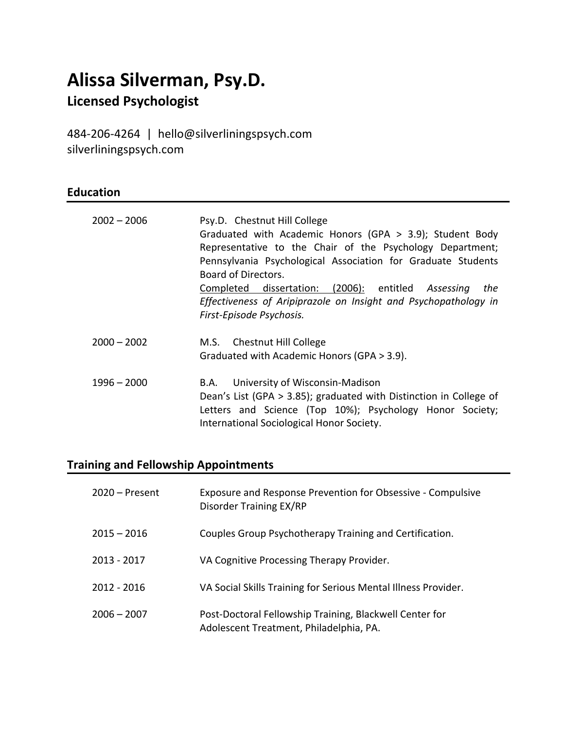# Alissa Silverman, Psy.D.

## Licensed Psychologist

484-206-4264 | hello@silverliningspsych.com
silverliningspsych.com

## Education

| | |
|---|---|
| 2002 – 2006 | Psy.D. Chestnut Hill College<br>Graduated with Academic Honors (GPA > 3.9); Student Body Representative to the Chair of the Psychology Department; Pennsylvania Psychological Association for Graduate Students Board of Directors.<br>Completed dissertation: (2006): entitled *Assessing the Effectiveness of Aripiprazole on Insight and Psychopathology in First-Episode Psychosis.* |
| 2000 – 2002 | M.S. Chestnut Hill College<br>Graduated with Academic Honors (GPA > 3.9). |
| 1996 – 2000 | B.A. University of Wisconsin-Madison<br>Dean's List (GPA > 3.85); graduated with Distinction in College of Letters and Science (Top 10%); Psychology Honor Society; International Sociological Honor Society. |

## Training and Fellowship Appointments

| | |
|---|---|
| 2020 – Present | Exposure and Response Prevention for Obsessive - Compulsive Disorder Training EX/RP |
| 2015 – 2016 | Couples Group Psychotherapy Training and Certification. |
| 2013 - 2017 | VA Cognitive Processing Therapy Provider. |
| 2012 - 2016 | VA Social Skills Training for Serious Mental Illness Provider. |
| 2006 – 2007 | Post-Doctoral Fellowship Training, Blackwell Center for Adolescent Treatment, Philadelphia, PA. |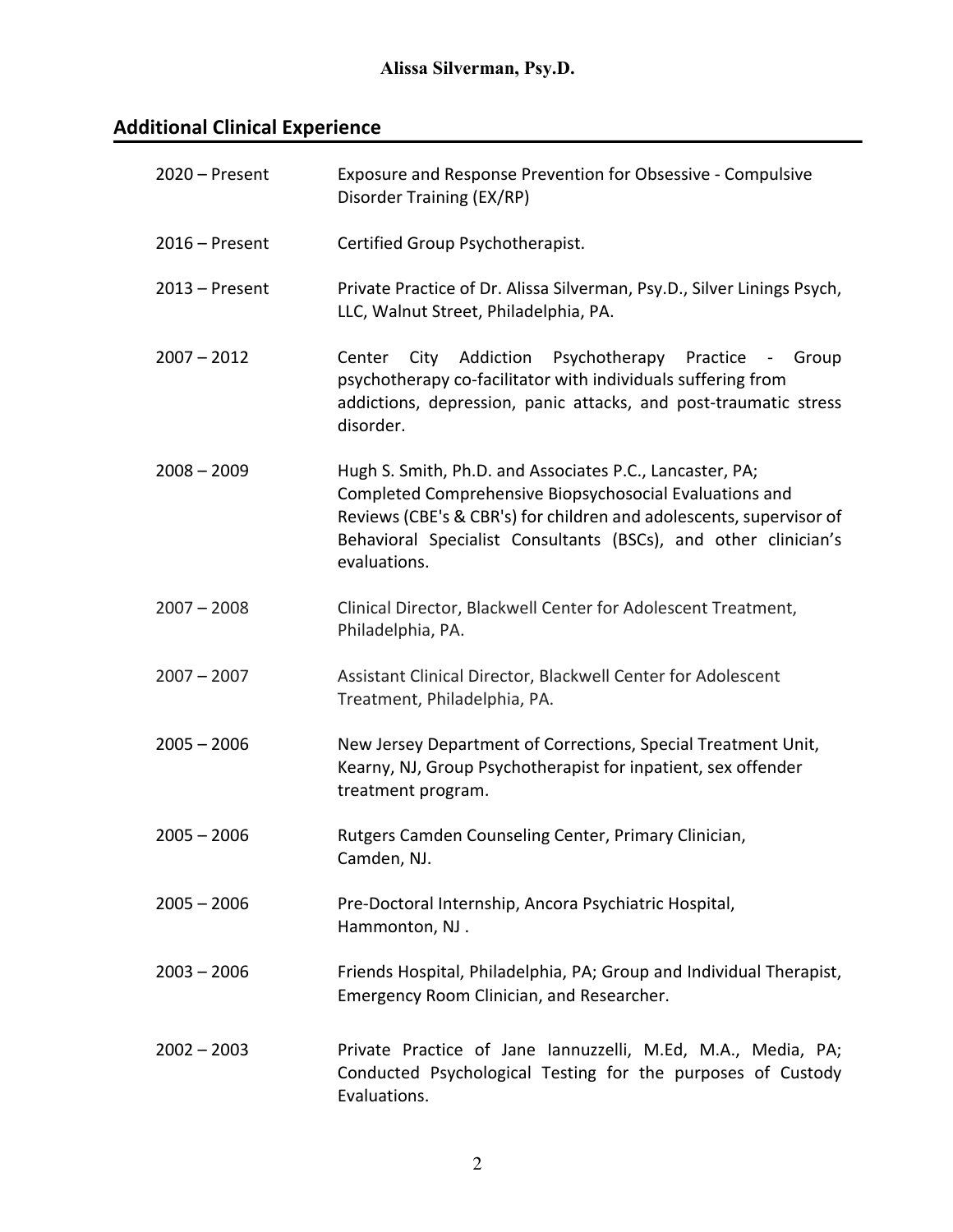## Additional Clinical Experience

| | |
|---|---|
| 2020 – Present | Exposure and Response Prevention for Obsessive - Compulsive Disorder Training (EX/RP) |
| 2016 – Present | Certified Group Psychotherapist. |
| 2013 – Present | Private Practice of Dr. Alissa Silverman, Psy.D., Silver Linings Psych, LLC, Walnut Street, Philadelphia, PA. |
| 2007 – 2012 | Center City Addiction Psychotherapy Practice - Group psychotherapy co-facilitator with individuals suffering from addictions, depression, panic attacks, and post-traumatic stress disorder. |
| 2008 – 2009 | Hugh S. Smith, Ph.D. and Associates P.C., Lancaster, PA; Completed Comprehensive Biopsychosocial Evaluations and Reviews (CBE's & CBR's) for children and adolescents, supervisor of Behavioral Specialist Consultants (BSCs), and other clinician's evaluations. |
| 2007 – 2008 | Clinical Director, Blackwell Center for Adolescent Treatment, Philadelphia, PA. |
| 2007 – 2007 | Assistant Clinical Director, Blackwell Center for Adolescent Treatment, Philadelphia, PA. |
| 2005 – 2006 | New Jersey Department of Corrections, Special Treatment Unit, Kearny, NJ, Group Psychotherapist for inpatient, sex offender treatment program. |
| 2005 – 2006 | Rutgers Camden Counseling Center, Primary Clinician, Camden, NJ. |
| 2005 – 2006 | Pre-Doctoral Internship, Ancora Psychiatric Hospital, Hammonton, NJ . |
| 2003 – 2006 | Friends Hospital, Philadelphia, PA; Group and Individual Therapist, Emergency Room Clinician, and Researcher. |
| 2002 – 2003 | Private Practice of Jane Iannuzzelli, M.Ed, M.A., Media, PA; Conducted Psychological Testing for the purposes of Custody Evaluations. |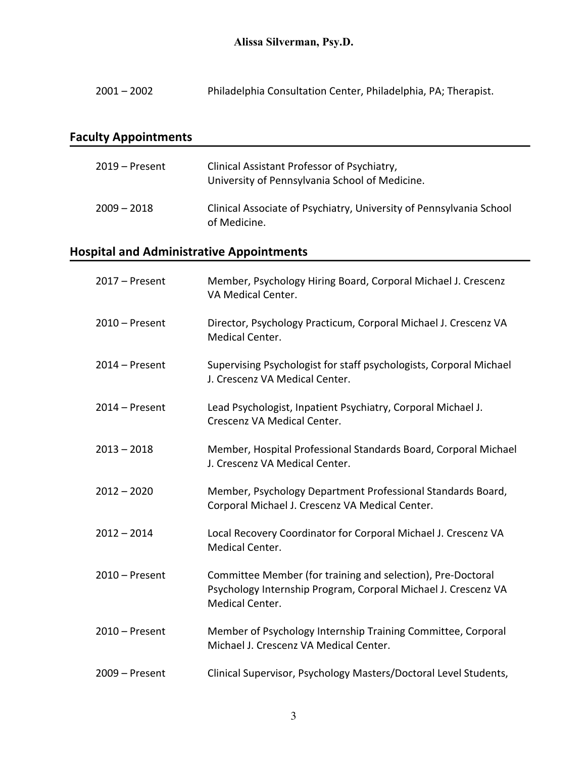2001 – 2002 Philadelphia Consultation Center, Philadelphia, PA; Therapist.

## Faculty Appointments

2019 – Present Clinical Assistant Professor of Psychiatry, University of Pennsylvania School of Medicine.

2009 – 2018 Clinical Associate of Psychiatry, University of Pennsylvania School of Medicine.

## Hospital and Administrative Appointments

2017 – Present Member, Psychology Hiring Board, Corporal Michael J. Crescenz VA Medical Center.

2010 – Present Director, Psychology Practicum, Corporal Michael J. Crescenz VA Medical Center.

2014 – Present Supervising Psychologist for staff psychologists, Corporal Michael J. Crescenz VA Medical Center.

2014 – Present Lead Psychologist, Inpatient Psychiatry, Corporal Michael J. Crescenz VA Medical Center.

2013 – 2018 Member, Hospital Professional Standards Board, Corporal Michael J. Crescenz VA Medical Center.

2012 – 2020 Member, Psychology Department Professional Standards Board, Corporal Michael J. Crescenz VA Medical Center.

2012 – 2014 Local Recovery Coordinator for Corporal Michael J. Crescenz VA Medical Center.

2010 – Present Committee Member (for training and selection), Pre-Doctoral Psychology Internship Program, Corporal Michael J. Crescenz VA Medical Center.

2010 – Present Member of Psychology Internship Training Committee, Corporal Michael J. Crescenz VA Medical Center.

2009 – Present Clinical Supervisor, Psychology Masters/Doctoral Level Students,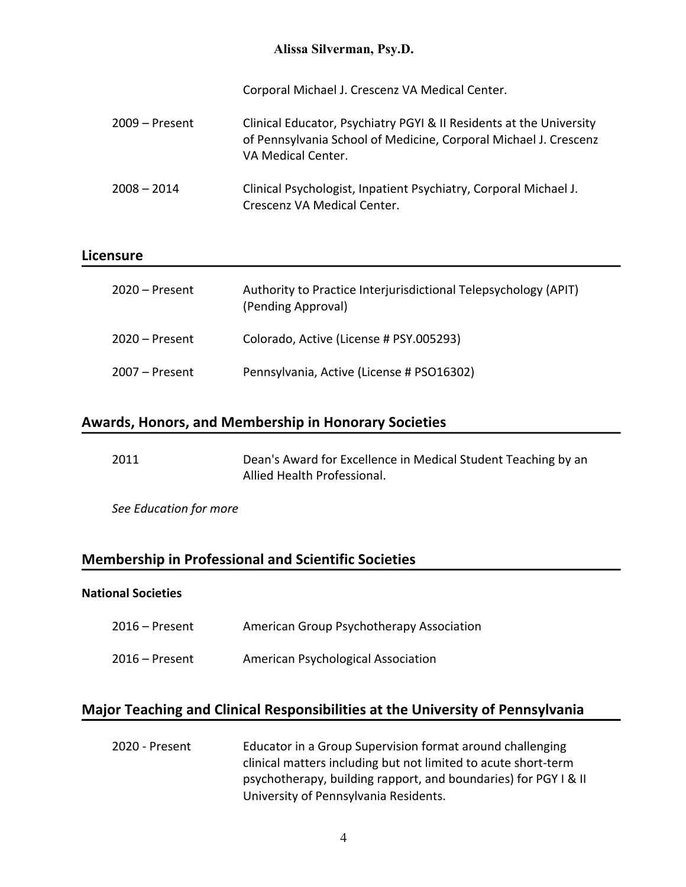Corporal Michael J. Crescenz VA Medical Center.

2009 – Present Clinical Educator, Psychiatry PGYI & II Residents at the University of Pennsylvania School of Medicine, Corporal Michael J. Crescenz VA Medical Center.

2008 – 2014 Clinical Psychologist, Inpatient Psychiatry, Corporal Michael J. Crescenz VA Medical Center.

## Licensure

2020 – Present Authority to Practice Interjurisdictional Telepsychology (APIT) (Pending Approval)

2020 – Present Colorado, Active (License # PSY.005293)

2007 – Present Pennsylvania, Active (License # PSO16302)

## Awards, Honors, and Membership in Honorary Societies

2011 Dean's Award for Excellence in Medical Student Teaching by an Allied Health Professional.

*See Education for more*

## Membership in Professional and Scientific Societies

**National Societies**

2016 – Present American Group Psychotherapy Association

2016 – Present American Psychological Association

## Major Teaching and Clinical Responsibilities at the University of Pennsylvania

2020 - Present Educator in a Group Supervision format around challenging clinical matters including but not limited to acute short-term psychotherapy, building rapport, and boundaries) for PGY I & II University of Pennsylvania Residents.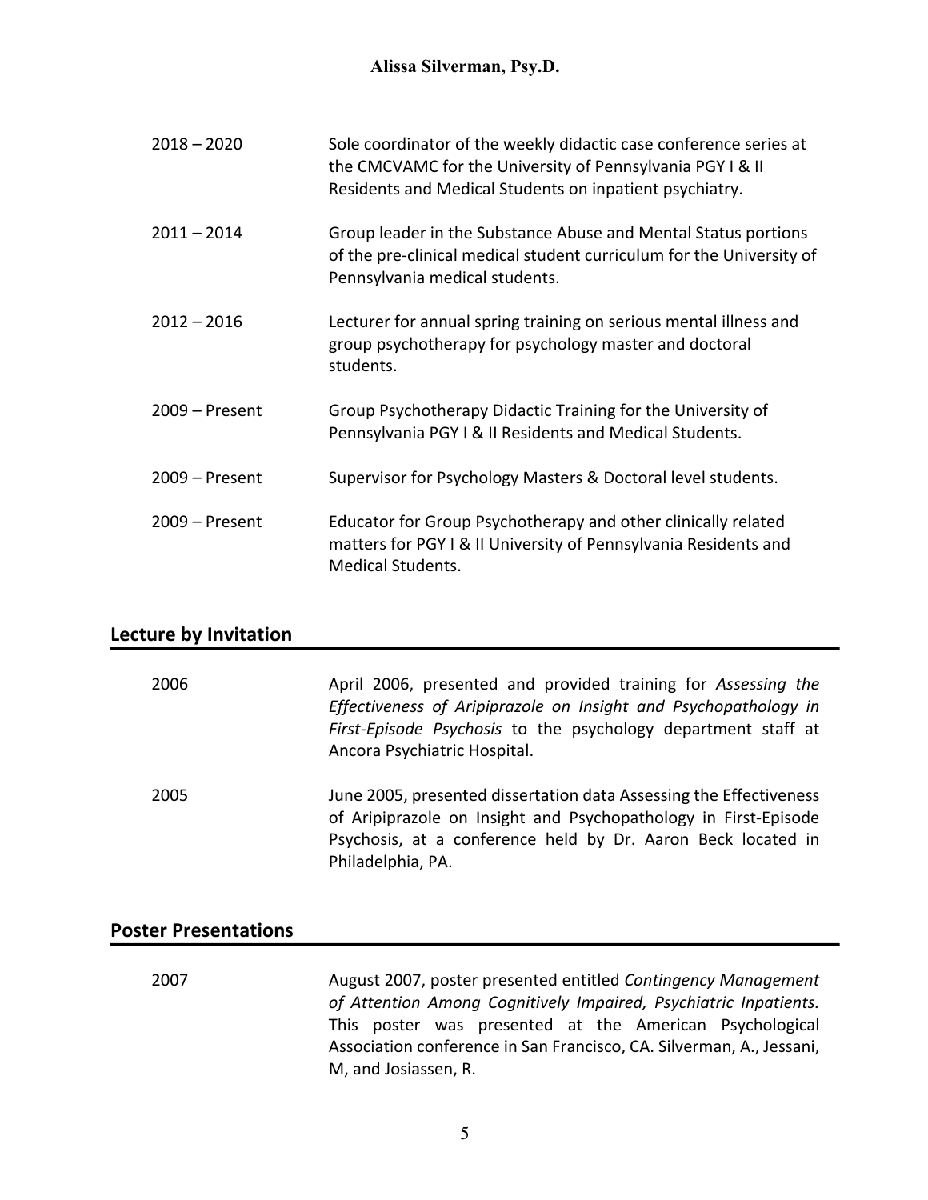| | |
|---|---|
| 2018 – 2020 | Sole coordinator of the weekly didactic case conference series at the CMCVAMC for the University of Pennsylvania PGY I & II Residents and Medical Students on inpatient psychiatry. |
| 2011 – 2014 | Group leader in the Substance Abuse and Mental Status portions of the pre-clinical medical student curriculum for the University of Pennsylvania medical students. |
| 2012 – 2016 | Lecturer for annual spring training on serious mental illness and group psychotherapy for psychology master and doctoral students. |
| 2009 – Present | Group Psychotherapy Didactic Training for the University of Pennsylvania PGY I & II Residents and Medical Students. |
| 2009 – Present | Supervisor for Psychology Masters & Doctoral level students. |
| 2009 – Present | Educator for Group Psychotherapy and other clinically related matters for PGY I & II University of Pennsylvania Residents and Medical Students. |

## Lecture by Invitation

| | |
|---|---|
| 2006 | April 2006, presented and provided training for *Assessing the Effectiveness of Aripiprazole on Insight and Psychopathology in First-Episode Psychosis* to the psychology department staff at Ancora Psychiatric Hospital. |
| 2005 | June 2005, presented dissertation data Assessing the Effectiveness of Aripiprazole on Insight and Psychopathology in First-Episode Psychosis, at a conference held by Dr. Aaron Beck located in Philadelphia, PA. |

## Poster Presentations

| | |
|---|---|
| 2007 | August 2007, poster presented entitled *Contingency Management of Attention Among Cognitively Impaired, Psychiatric Inpatients.* This poster was presented at the American Psychological Association conference in San Francisco, CA. Silverman, A., Jessani, M, and Josiassen, R. |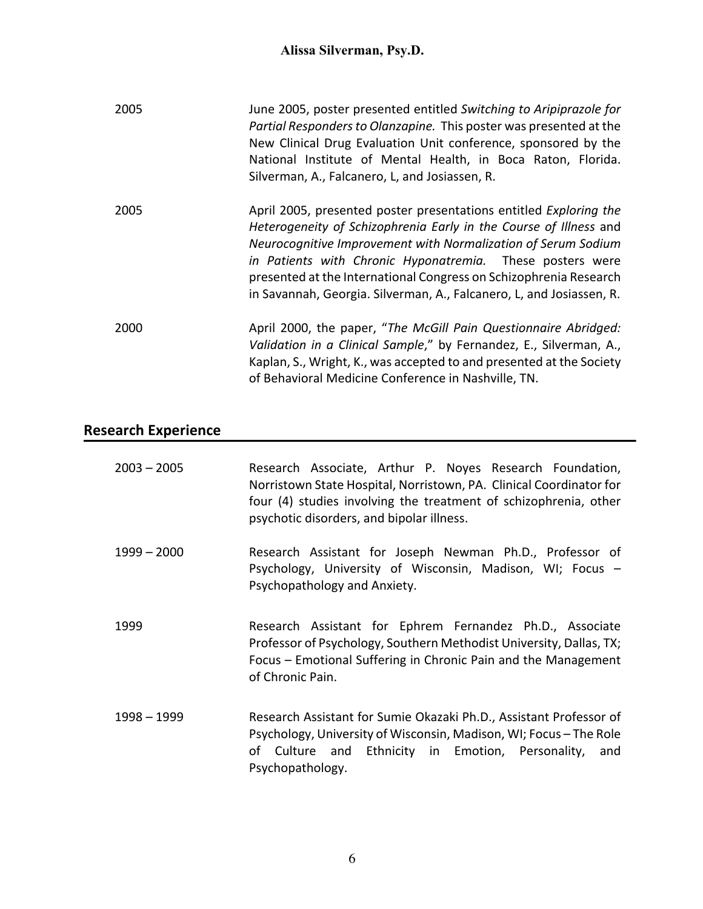2005 — June 2005, poster presented entitled *Switching to Aripiprazole for Partial Responders to Olanzapine.* This poster was presented at the New Clinical Drug Evaluation Unit conference, sponsored by the National Institute of Mental Health, in Boca Raton, Florida. Silverman, A., Falcanero, L, and Josiassen, R.

2005 — April 2005, presented poster presentations entitled *Exploring the Heterogeneity of Schizophrenia Early in the Course of Illness* and *Neurocognitive Improvement with Normalization of Serum Sodium in Patients with Chronic Hyponatremia.* These posters were presented at the International Congress on Schizophrenia Research in Savannah, Georgia. Silverman, A., Falcanero, L, and Josiassen, R.

2000 — April 2000, the paper, "*The McGill Pain Questionnaire Abridged: Validation in a Clinical Sample*," by Fernandez, E., Silverman, A., Kaplan, S., Wright, K., was accepted to and presented at the Society of Behavioral Medicine Conference in Nashville, TN.

## Research Experience

2003 – 2005 — Research Associate, Arthur P. Noyes Research Foundation, Norristown State Hospital, Norristown, PA. Clinical Coordinator for four (4) studies involving the treatment of schizophrenia, other psychotic disorders, and bipolar illness.

1999 – 2000 — Research Assistant for Joseph Newman Ph.D., Professor of Psychology, University of Wisconsin, Madison, WI; Focus – Psychopathology and Anxiety.

1999 — Research Assistant for Ephrem Fernandez Ph.D., Associate Professor of Psychology, Southern Methodist University, Dallas, TX; Focus – Emotional Suffering in Chronic Pain and the Management of Chronic Pain.

1998 – 1999 — Research Assistant for Sumie Okazaki Ph.D., Assistant Professor of Psychology, University of Wisconsin, Madison, WI; Focus – The Role of Culture and Ethnicity in Emotion, Personality, and Psychopathology.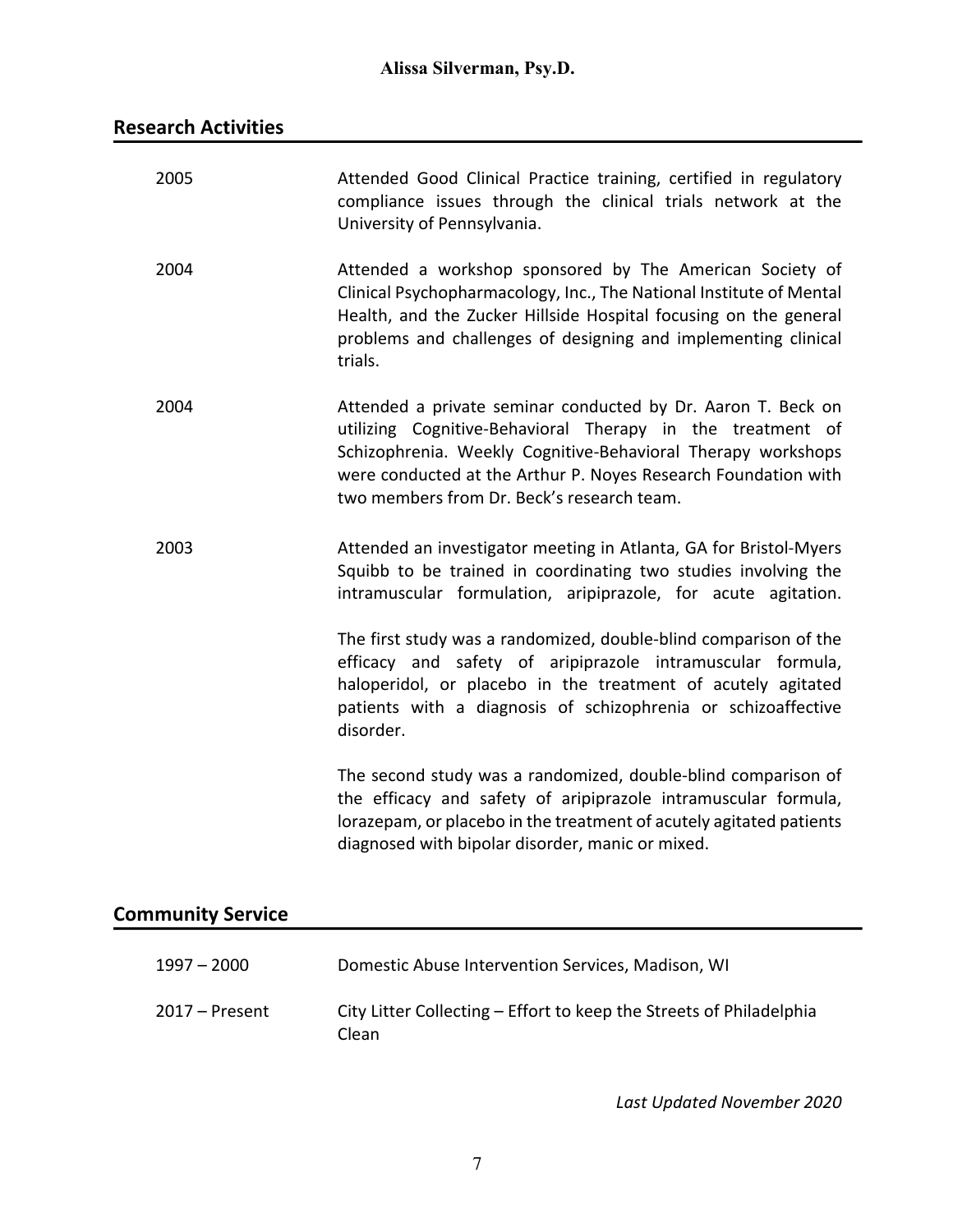## Research Activities

| | |
|---|---|
| 2005 | Attended Good Clinical Practice training, certified in regulatory compliance issues through the clinical trials network at the University of Pennsylvania. |
| 2004 | Attended a workshop sponsored by The American Society of Clinical Psychopharmacology, Inc., The National Institute of Mental Health, and the Zucker Hillside Hospital focusing on the general problems and challenges of designing and implementing clinical trials. |
| 2004 | Attended a private seminar conducted by Dr. Aaron T. Beck on utilizing Cognitive-Behavioral Therapy in the treatment of Schizophrenia. Weekly Cognitive-Behavioral Therapy workshops were conducted at the Arthur P. Noyes Research Foundation with two members from Dr. Beck's research team. |
| 2003 | Attended an investigator meeting in Atlanta, GA for Bristol-Myers Squibb to be trained in coordinating two studies involving the intramuscular formulation, aripiprazole, for acute agitation.<br><br>The first study was a randomized, double-blind comparison of the efficacy and safety of aripiprazole intramuscular formula, haloperidol, or placebo in the treatment of acutely agitated patients with a diagnosis of schizophrenia or schizoaffective disorder.<br><br>The second study was a randomized, double-blind comparison of the efficacy and safety of aripiprazole intramuscular formula, lorazepam, or placebo in the treatment of acutely agitated patients diagnosed with bipolar disorder, manic or mixed. |

## Community Service

| | |
|---|---|
| 1997 – 2000 | Domestic Abuse Intervention Services, Madison, WI |
| 2017 – Present | City Litter Collecting – Effort to keep the Streets of Philadelphia Clean |

*Last Updated November 2020*